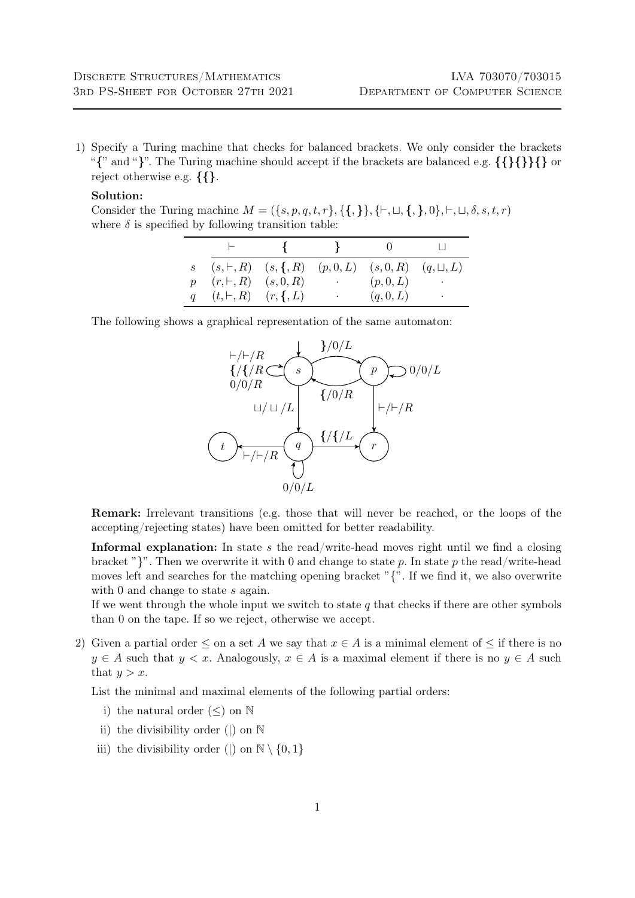1) Specify a Turing machine that checks for balanced brackets. We only consider the brackets "**{**" and "**}**". The Turing machine should accept if the brackets are balanced e.g. **{{}{}}{}** or reject otherwise e.g. **{{}**.

**Solution:**

Consider the Turing machine $M = (\{s, p, q, t, r\}, \{\{, \}\}, \{\vdash, \sqcup, \{, \}, 0\}, \vdash, \sqcup, \delta, s, t, r)$ where $\delta$ is specified by following transition table:

| | $\vdash$ | $\{$ | $\}$ | $0$ | $\sqcup$ |
|---|---|---|---|---|---|
| $s$ | $(s, \vdash, R)$ | $(s, \{, R)$ | $(p, 0, L)$ | $(s, 0, R)$ | $(q, \sqcup, L)$ |
| $p$ | $(r, \vdash, R)$ | $(s, 0, R)$ | $\cdot$ | $(p, 0, L)$ | $\cdot$ |
| $q$ | $(t, \vdash, R)$ | $(r, \{, L)$ | $\cdot$ | $(q, 0, L)$ | $\cdot$ |

The following shows a graphical representation of the same automaton:

**Remark:** Irrelevant transitions (e.g. those that will never be reached, or the loops of the accepting/rejecting states) have been omitted for better readability.

**Informal explanation:** In state $s$ the read/write-head moves right until we find a closing bracket "}". Then we overwrite it with 0 and change to state $p$. In state $p$ the read/write-head moves left and searches for the matching opening bracket "{". If we find it, we also overwrite with 0 and change to state $s$ again.

If we went through the whole input we switch to state $q$ that checks if there are other symbols than 0 on the tape. If so we reject, otherwise we accept.

2) Given a partial order $\leq$ on a set $A$ we say that $x \in A$ is a minimal element of $\leq$ if there is no $y \in A$ such that $y < x$. Analogously, $x \in A$ is a maximal element if there is no $y \in A$ such that $y > x$.

List the minimal and maximal elements of the following partial orders:

i) the natural order ($\leq$) on $\mathbb{N}$

ii) the divisibility order ($|$) on $\mathbb{N}$

iii) the divisibility order ($|$) on $\mathbb{N} \setminus \{0, 1\}$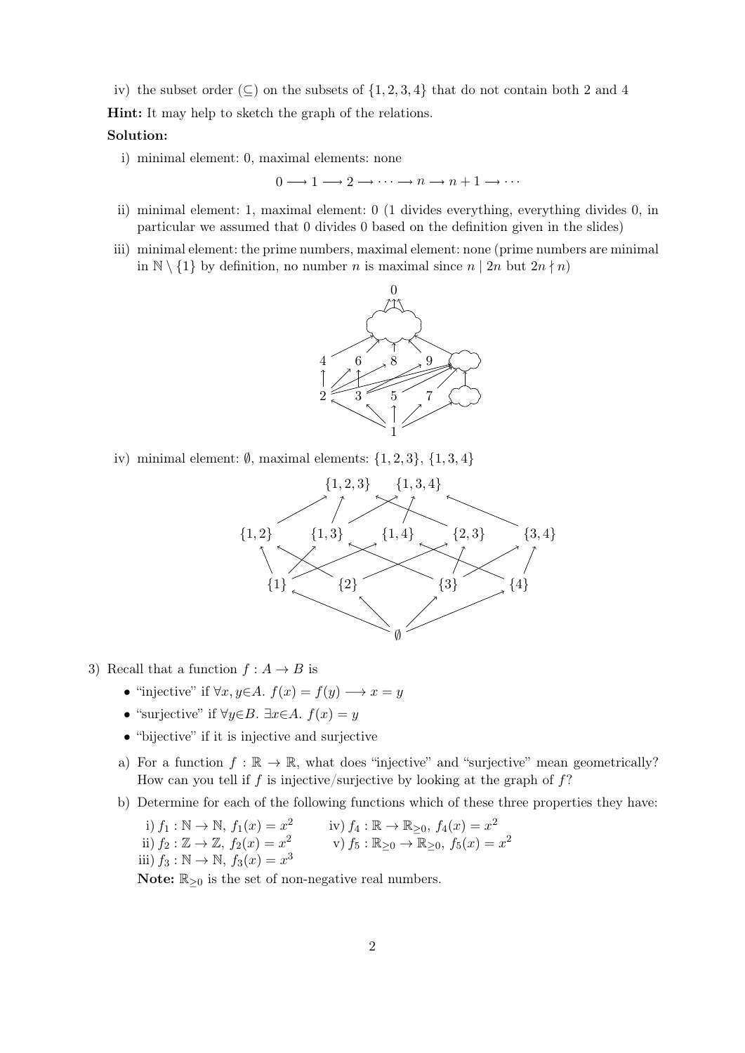iv) the subset order ($\subseteq$) on the subsets of $\{1, 2, 3, 4\}$ that do not contain both 2 and 4

**Hint:** It may help to sketch the graph of the relations.

**Solution:**

i) minimal element: 0, maximal elements: none

$$0 \longrightarrow 1 \longrightarrow 2 \longrightarrow \cdots \longrightarrow n \longrightarrow n+1 \longrightarrow \cdots$$

ii) minimal element: 1, maximal element: 0 (1 divides everything, everything divides 0, in particular we assumed that 0 divides 0 based on the definition given in the slides)

iii) minimal element: the prime numbers, maximal element: none (prime numbers are minimal in $\mathbb{N} \setminus \{1\}$ by definition, no number $n$ is maximal since $n \mid 2n$ but $2n \nmid n$)

iv) minimal element: $\emptyset$, maximal elements: $\{1, 2, 3\}$, $\{1, 3, 4\}$

3) Recall that a function $f : A \to B$ is

- "injective" if $\forall x, y{\in}A.\ f(x) = f(y) \longrightarrow x = y$
- "surjective" if $\forall y{\in}B.\ \exists x{\in}A.\ f(x) = y$
- "bijective" if it is injective and surjective

a) For a function $f : \mathbb{R} \to \mathbb{R}$, what does "injective" and "surjective" mean geometrically? How can you tell if $f$ is injective/surjective by looking at the graph of $f$?

b) Determine for each of the following functions which of these three properties they have:

i) $f_1 : \mathbb{N} \to \mathbb{N},\ f_1(x) = x^2$

ii) $f_2 : \mathbb{Z} \to \mathbb{Z},\ f_2(x) = x^2$

iii) $f_3 : \mathbb{N} \to \mathbb{N},\ f_3(x) = x^3$

iv) $f_4 : \mathbb{R} \to \mathbb{R}_{\geq 0},\ f_4(x) = x^2$

v) $f_5 : \mathbb{R}_{\geq 0} \to \mathbb{R}_{\geq 0},\ f_5(x) = x^2$

**Note:** $\mathbb{R}_{\geq 0}$ is the set of non-negative real numbers.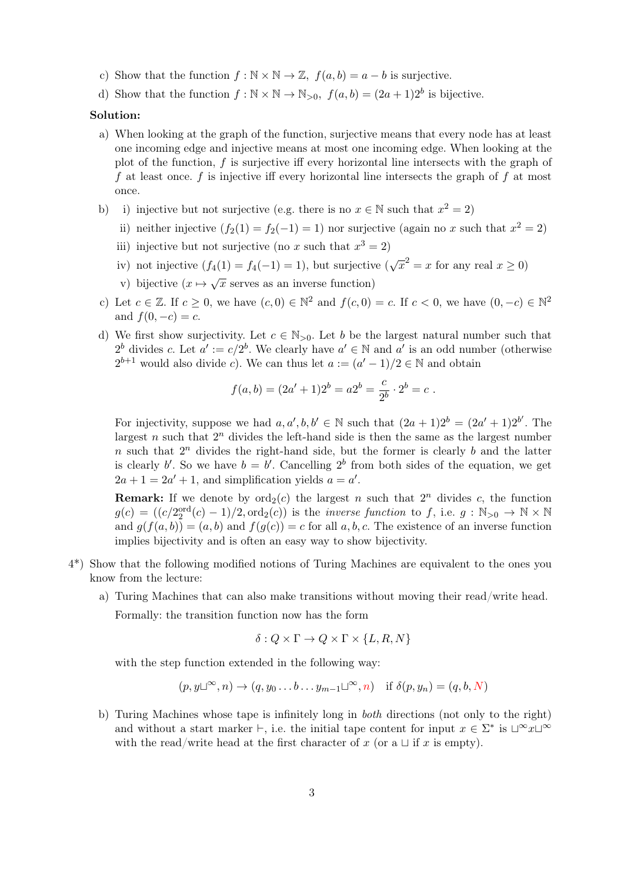c) Show that the function $f : \mathbb{N} \times \mathbb{N} \to \mathbb{Z},\ f(a, b) = a - b$ is surjective.

d) Show that the function $f : \mathbb{N} \times \mathbb{N} \to \mathbb{N}_{>0},\ f(a, b) = (2a + 1)2^b$ is bijective.

**Solution:**

a) When looking at the graph of the function, surjective means that every node has at least one incoming edge and injective means at most one incoming edge. When looking at the plot of the function, $f$ is surjective iff every horizontal line intersects with the graph of $f$ at least once. $f$ is injective iff every horizontal line intersects the graph of $f$ at most once.

b) i) injective but not surjective (e.g. there is no $x \in \mathbb{N}$ such that $x^2 = 2$)

   ii) neither injective ($f_2(1) = f_2(-1) = 1$) nor surjective (again no $x$ such that $x^2 = 2$)

   iii) injective but not surjective (no $x$ such that $x^3 = 2$)

   iv) not injective ($f_4(1) = f_4(-1) = 1$), but surjective ($\sqrt{x}^2 = x$ for any real $x \geq 0$)

   v) bijective ($x \mapsto \sqrt{x}$ serves as an inverse function)

c) Let $c \in \mathbb{Z}$. If $c \geq 0$, we have $(c, 0) \in \mathbb{N}^2$ and $f(c, 0) = c$. If $c < 0$, we have $(0, -c) \in \mathbb{N}^2$ and $f(0, -c) = c$.

d) We first show surjectivity. Let $c \in \mathbb{N}_{>0}$. Let $b$ be the largest natural number such that $2^b$ divides $c$. Let $a' := c/2^b$. We clearly have $a' \in \mathbb{N}$ and $a'$ is an odd number (otherwise $2^{b+1}$ would also divide $c$). We can thus let $a := (a' - 1)/2 \in \mathbb{N}$ and obtain

$$f(a, b) = (2a' + 1)2^b = a2^b = \frac{c}{2^b} \cdot 2^b = c\ .$$

For injectivity, suppose we had $a, a', b, b' \in \mathbb{N}$ such that $(2a + 1)2^b = (2a' + 1)2^{b'}$. The largest $n$ such that $2^n$ divides the left-hand side is then the same as the largest number $n$ such that $2^n$ divides the right-hand side, but the former is clearly $b$ and the latter is clearly $b'$. So we have $b = b'$. Cancelling $2^b$ from both sides of the equation, we get $2a + 1 = 2a' + 1$, and simplification yields $a = a'$.

**Remark:** If we denote by $\text{ord}_2(c)$ the largest $n$ such that $2^n$ divides $c$, the function $g(c) = ((c/2_2^{\text{ord}}(c) - 1)/2, \text{ord}_2(c))$ is the *inverse function* to $f$, i.e. $g : \mathbb{N}_{>0} \to \mathbb{N} \times \mathbb{N}$ and $g(f(a, b)) = (a, b)$ and $f(g(c)) = c$ for all $a, b, c$. The existence of an inverse function implies bijectivity and is often an easy way to show bijectivity.

4*) Show that the following modified notions of Turing Machines are equivalent to the ones you know from the lecture:

a) Turing Machines that can also make transitions without moving their read/write head.

Formally: the transition function now has the form

$$\delta : Q \times \Gamma \to Q \times \Gamma \times \{L, R, N\}$$

with the step function extended in the following way:

$$(p, y\sqcup^\infty, n) \to (q, y_0 \dots b \dots y_{m-1}\sqcup^\infty, n) \quad \text{if } \delta(p, y_n) = (q, b, N)$$

b) Turing Machines whose tape is infinitely long in *both* directions (not only to the right) and without a start marker $\vdash$, i.e. the initial tape content for input $x \in \Sigma^*$ is $\sqcup^\infty x \sqcup^\infty$ with the read/write head at the first character of $x$ (or a $\sqcup$ if $x$ is empty).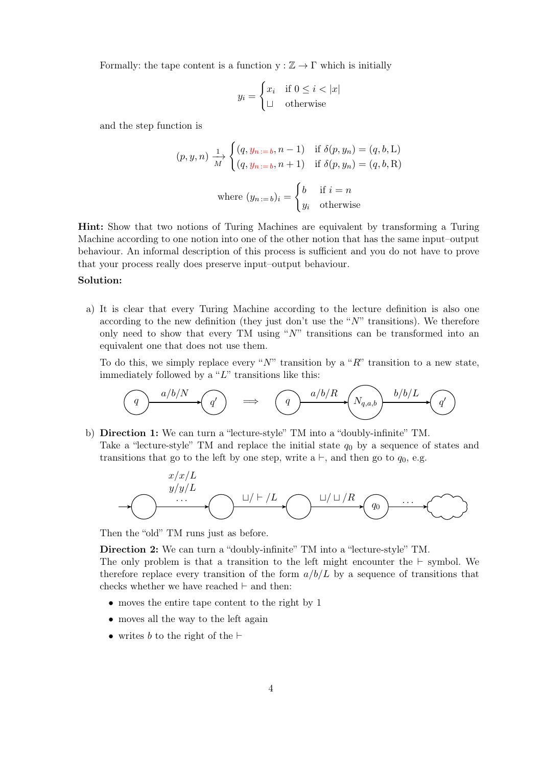Formally: the tape content is a function $\mathrm{y} : \mathbb{Z} \to \Gamma$ which is initially

$$y_i = \begin{cases} x_i & \text{if } 0 \leq i < |x| \\ \sqcup & \text{otherwise} \end{cases}$$

and the step function is

$$(p, y, n) \xrightarrow[M]{1} \begin{cases} (q, y_{n:=b}, n-1) & \text{if } \delta(p, y_n) = (q, b, \mathrm{L}) \\ (q, y_{n:=b}, n+1) & \text{if } \delta(p, y_n) = (q, b, \mathrm{R}) \end{cases}$$

$$\text{where } (y_{n:=b})_i = \begin{cases} b & \text{if } i = n \\ y_i & \text{otherwise} \end{cases}$$

**Hint:** Show that two notions of Turing Machines are equivalent by transforming a Turing Machine according to one notion into one of the other notion that has the same input–output behaviour. An informal description of this process is sufficient and you do not have to prove that your process really does preserve input–output behaviour.

**Solution:**

a) It is clear that every Turing Machine according to the lecture definition is also one according to the new definition (they just don't use the "$N$" transitions). We therefore only need to show that every TM using "$N$" transitions can be transformed into an equivalent one that does not use them.

   To do this, we simply replace every "$N$" transition by a "$R$" transition to a new state, immediately followed by a "$L$" transitions like this:

   $q \xrightarrow{a/b/N} q' \quad \Longrightarrow \quad q \xrightarrow{a/b/R} N_{q,a,b} \xrightarrow{b/b/L} q'$

b) **Direction 1:** We can turn a "lecture-style" TM into a "doubly-infinite" TM.
   Take a "lecture-style" TM and replace the initial state $q_0$ by a sequence of states and transitions that go to the left by one step, write a $\vdash$, and then go to $q_0$, e.g.

   $\rightarrow \bigcirc \xrightarrow{x/x/L,\; y/y/L,\; \ldots} \bigcirc \xrightarrow{\sqcup/\vdash/L} \bigcirc \xrightarrow{\sqcup/\sqcup/R} q_0 \xrightarrow{\ldots}$ (rest of the machine)

   Then the "old" TM runs just as before.

   **Direction 2:** We can turn a "doubly-infinite" TM into a "lecture-style" TM.
   The only problem is that a transition to the left might encounter the $\vdash$ symbol. We therefore replace every transition of the form $a/b/L$ by a sequence of transitions that checks whether we have reached $\vdash$ and then:

   - moves the entire tape content to the right by 1
   - moves all the way to the left again
   - writes $b$ to the right of the $\vdash$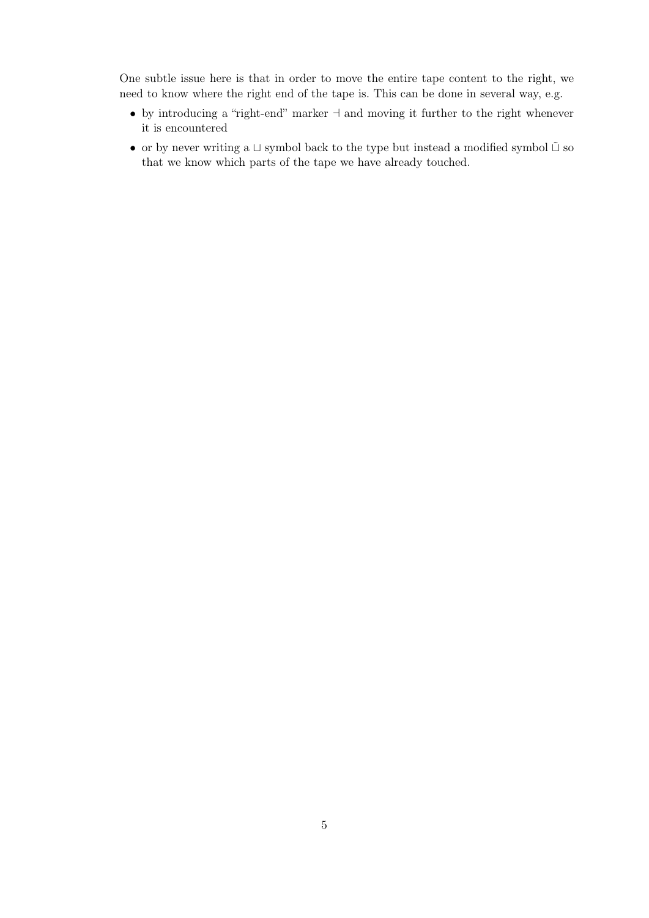One subtle issue here is that in order to move the entire tape content to the right, we need to know where the right end of the tape is. This can be done in several way, e.g.

- by introducing a "right-end" marker $\dashv$ and moving it further to the right whenever it is encountered
- or by never writing a $\sqcup$ symbol back to the type but instead a modified symbol $\tilde{\sqcup}$ so that we know which parts of the tape we have already touched.